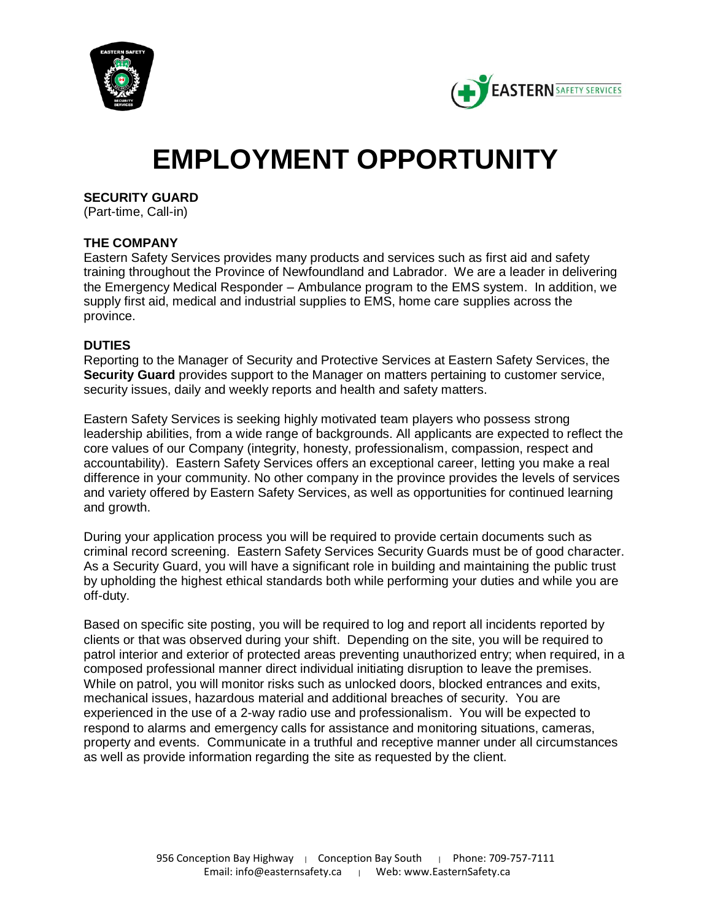# EMPLOYMENT OPPORTUNITY

**SECURITY GUARD**
(Part-time, Call-in)

**THE COMPANY**
Eastern Safety Services provides many products and services such as first aid and safety training throughout the Province of Newfoundland and Labrador. We are a leader in delivering the Emergency Medical Responder – Ambulance program to the EMS system. In addition, we supply first aid, medical and industrial supplies to EMS, home care supplies across the province.

**DUTIES**
Reporting to the Manager of Security and Protective Services at Eastern Safety Services, the **Security Guard** provides support to the Manager on matters pertaining to customer service, security issues, daily and weekly reports and health and safety matters.

Eastern Safety Services is seeking highly motivated team players who possess strong leadership abilities, from a wide range of backgrounds. All applicants are expected to reflect the core values of our Company (integrity, honesty, professionalism, compassion, respect and accountability). Eastern Safety Services offers an exceptional career, letting you make a real difference in your community. No other company in the province provides the levels of services and variety offered by Eastern Safety Services, as well as opportunities for continued learning and growth.

During your application process you will be required to provide certain documents such as criminal record screening. Eastern Safety Services Security Guards must be of good character. As a Security Guard, you will have a significant role in building and maintaining the public trust by upholding the highest ethical standards both while performing your duties and while you are off-duty.

Based on specific site posting, you will be required to log and report all incidents reported by clients or that was observed during your shift. Depending on the site, you will be required to patrol interior and exterior of protected areas preventing unauthorized entry; when required, in a composed professional manner direct individual initiating disruption to leave the premises. While on patrol, you will monitor risks such as unlocked doors, blocked entrances and exits, mechanical issues, hazardous material and additional breaches of security. You are experienced in the use of a 2-way radio use and professionalism. You will be expected to respond to alarms and emergency calls for assistance and monitoring situations, cameras, property and events. Communicate in a truthful and receptive manner under all circumstances as well as provide information regarding the site as requested by the client.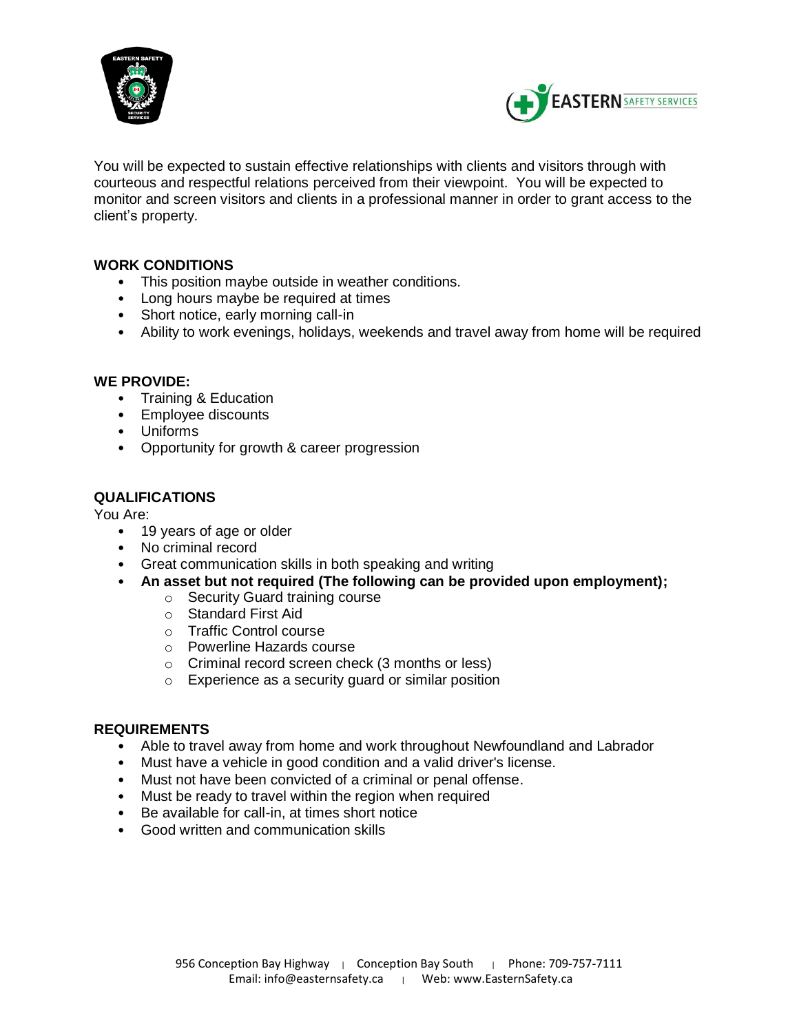You will be expected to sustain effective relationships with clients and visitors through with courteous and respectful relations perceived from their viewpoint. You will be expected to monitor and screen visitors and clients in a professional manner in order to grant access to the client's property.

**WORK CONDITIONS**

- This position maybe outside in weather conditions.
- Long hours maybe be required at times
- Short notice, early morning call-in
- Ability to work evenings, holidays, weekends and travel away from home will be required

**WE PROVIDE:**

- Training & Education
- Employee discounts
- Uniforms
- Opportunity for growth & career progression

**QUALIFICATIONS**

You Are:

- 19 years of age or older
- No criminal record
- Great communication skills in both speaking and writing
- **An asset but not required (The following can be provided upon employment);**
  - Security Guard training course
  - Standard First Aid
  - Traffic Control course
  - Powerline Hazards course
  - Criminal record screen check (3 months or less)
  - Experience as a security guard or similar position

**REQUIREMENTS**

- Able to travel away from home and work throughout Newfoundland and Labrador
- Must have a vehicle in good condition and a valid driver's license.
- Must not have been convicted of a criminal or penal offense.
- Must be ready to travel within the region when required
- Be available for call-in, at times short notice
- Good written and communication skills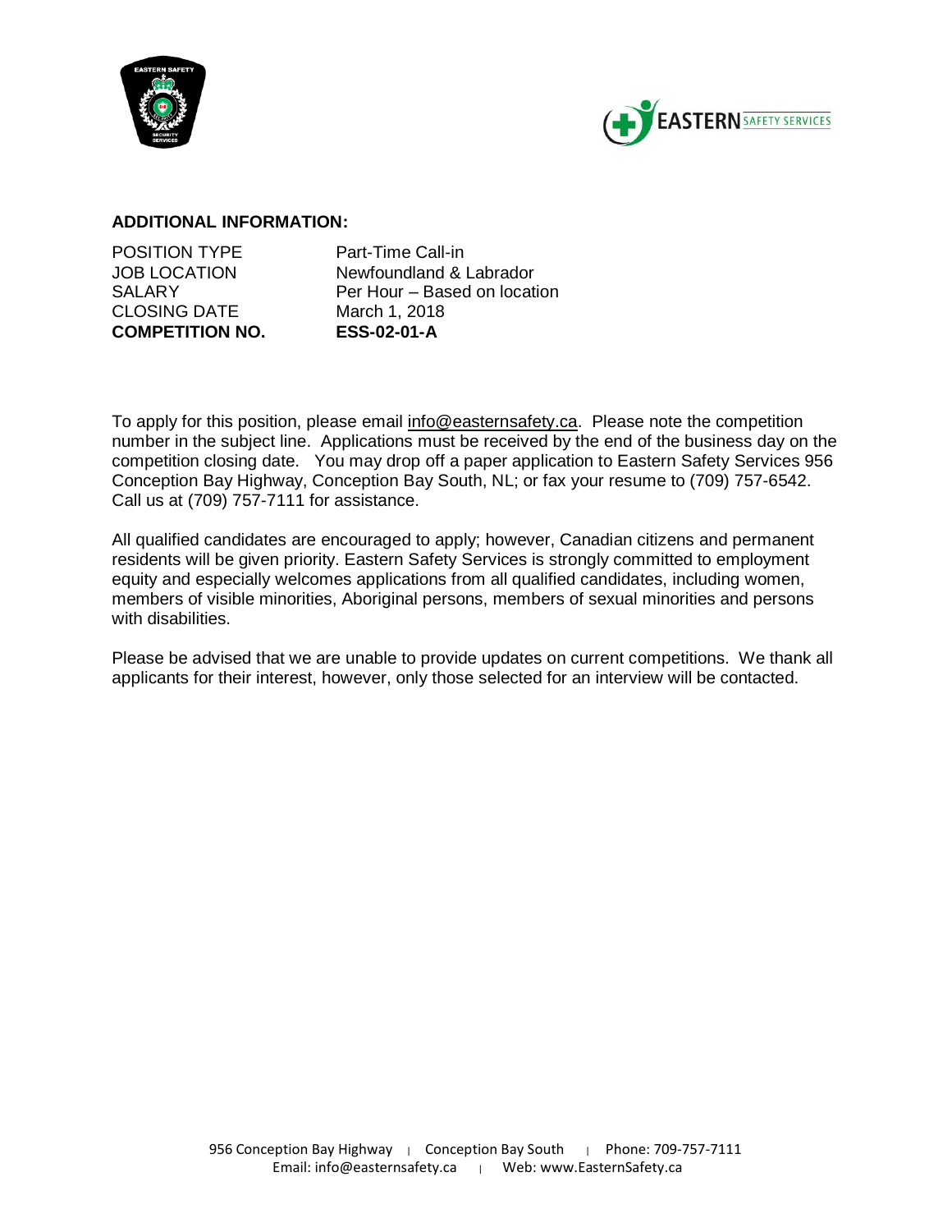**ADDITIONAL INFORMATION:**

| | |
|---|---|
| POSITION TYPE | Part-Time Call-in |
| JOB LOCATION | Newfoundland & Labrador |
| SALARY | Per Hour – Based on location |
| CLOSING DATE | March 1, 2018 |
| **COMPETITION NO.** | **ESS-02-01-A** |

To apply for this position, please email info@easternsafety.ca. Please note the competition number in the subject line. Applications must be received by the end of the business day on the competition closing date. You may drop off a paper application to Eastern Safety Services 956 Conception Bay Highway, Conception Bay South, NL; or fax your resume to (709) 757-6542. Call us at (709) 757-7111 for assistance.

All qualified candidates are encouraged to apply; however, Canadian citizens and permanent residents will be given priority. Eastern Safety Services is strongly committed to employment equity and especially welcomes applications from all qualified candidates, including women, members of visible minorities, Aboriginal persons, members of sexual minorities and persons with disabilities.

Please be advised that we are unable to provide updates on current competitions. We thank all applicants for their interest, however, only those selected for an interview will be contacted.